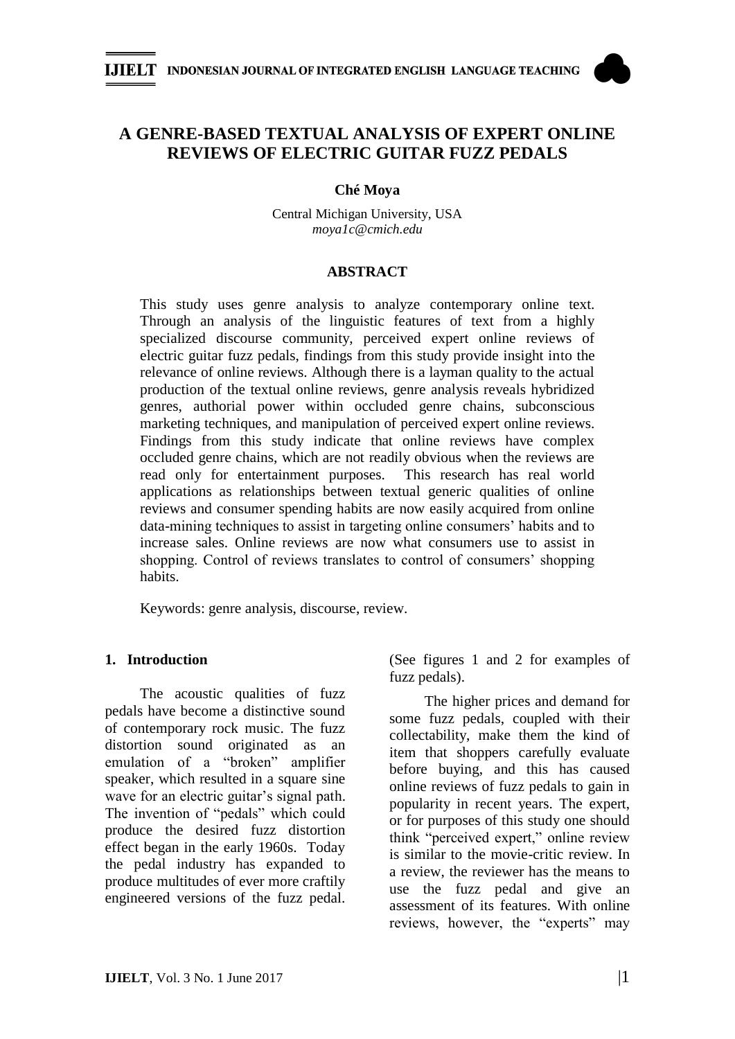# A GENRE-BASED TEXTUAL ANALYSIS OF EXPERT ONLINE REVIEWS OF ELECTRIC GUITAR FUZZ PEDALS

**Ché Moya**

Central Michigan University, USA
*moya1c@cmich.edu*

## ABSTRACT

This study uses genre analysis to analyze contemporary online text. Through an analysis of the linguistic features of text from a highly specialized discourse community, perceived expert online reviews of electric guitar fuzz pedals, findings from this study provide insight into the relevance of online reviews. Although there is a layman quality to the actual production of the textual online reviews, genre analysis reveals hybridized genres, authorial power within occluded genre chains, subconscious marketing techniques, and manipulation of perceived expert online reviews. Findings from this study indicate that online reviews have complex occluded genre chains, which are not readily obvious when the reviews are read only for entertainment purposes. This research has real world applications as relationships between textual generic qualities of online reviews and consumer spending habits are now easily acquired from online data-mining techniques to assist in targeting online consumers' habits and to increase sales. Online reviews are now what consumers use to assist in shopping. Control of reviews translates to control of consumers' shopping habits.

Keywords: genre analysis, discourse, review.

## 1. Introduction

The acoustic qualities of fuzz pedals have become a distinctive sound of contemporary rock music. The fuzz distortion sound originated as an emulation of a "broken" amplifier speaker, which resulted in a square sine wave for an electric guitar's signal path. The invention of "pedals" which could produce the desired fuzz distortion effect began in the early 1960s. Today the pedal industry has expanded to produce multitudes of ever more craftily engineered versions of the fuzz pedal. (See figures 1 and 2 for examples of fuzz pedals).

The higher prices and demand for some fuzz pedals, coupled with their collectability, make them the kind of item that shoppers carefully evaluate before buying, and this has caused online reviews of fuzz pedals to gain in popularity in recent years. The expert, or for purposes of this study one should think "perceived expert," online review is similar to the movie-critic review. In a review, the reviewer has the means to use the fuzz pedal and give an assessment of its features. With online reviews, however, the "experts" may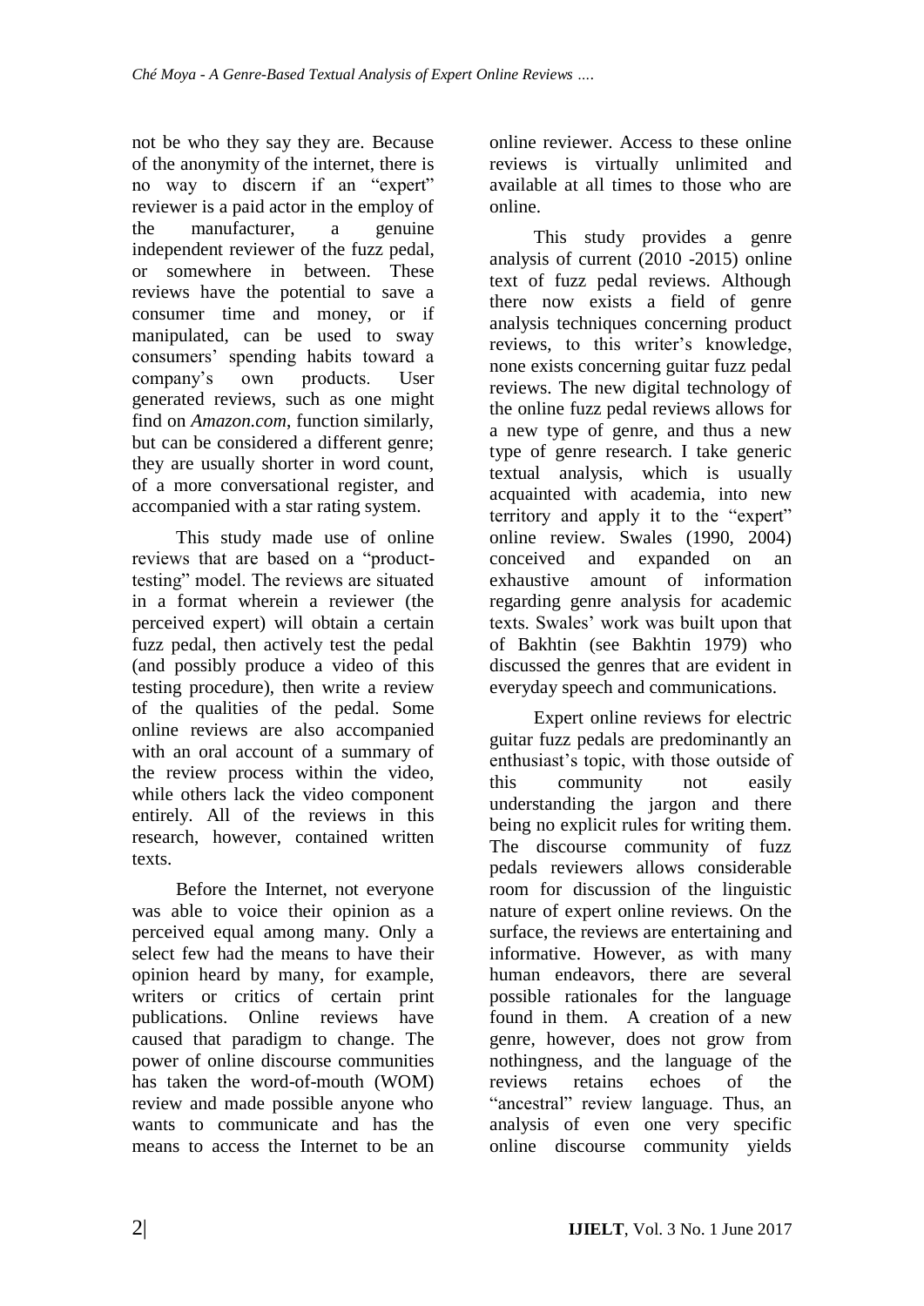not be who they say they are. Because of the anonymity of the internet, there is no way to discern if an "expert" reviewer is a paid actor in the employ of the manufacturer, a genuine independent reviewer of the fuzz pedal, or somewhere in between. These reviews have the potential to save a consumer time and money, or if manipulated, can be used to sway consumers' spending habits toward a company's own products. User generated reviews, such as one might find on *Amazon.com*, function similarly, but can be considered a different genre; they are usually shorter in word count, of a more conversational register, and accompanied with a star rating system.

This study made use of online reviews that are based on a "product-testing" model. The reviews are situated in a format wherein a reviewer (the perceived expert) will obtain a certain fuzz pedal, then actively test the pedal (and possibly produce a video of this testing procedure), then write a review of the qualities of the pedal. Some online reviews are also accompanied with an oral account of a summary of the review process within the video, while others lack the video component entirely. All of the reviews in this research, however, contained written texts.

Before the Internet, not everyone was able to voice their opinion as a perceived equal among many. Only a select few had the means to have their opinion heard by many, for example, writers or critics of certain print publications. Online reviews have caused that paradigm to change. The power of online discourse communities has taken the word-of-mouth (WOM) review and made possible anyone who wants to communicate and has the means to access the Internet to be an online reviewer. Access to these online reviews is virtually unlimited and available at all times to those who are online.

This study provides a genre analysis of current (2010 -2015) online text of fuzz pedal reviews. Although there now exists a field of genre analysis techniques concerning product reviews, to this writer's knowledge, none exists concerning guitar fuzz pedal reviews. The new digital technology of the online fuzz pedal reviews allows for a new type of genre, and thus a new type of genre research. I take generic textual analysis, which is usually acquainted with academia, into new territory and apply it to the "expert" online review. Swales (1990, 2004) conceived and expanded on an exhaustive amount of information regarding genre analysis for academic texts. Swales' work was built upon that of Bakhtin (see Bakhtin 1979) who discussed the genres that are evident in everyday speech and communications.

Expert online reviews for electric guitar fuzz pedals are predominantly an enthusiast's topic, with those outside of this community not easily understanding the jargon and there being no explicit rules for writing them. The discourse community of fuzz pedals reviewers allows considerable room for discussion of the linguistic nature of expert online reviews. On the surface, the reviews are entertaining and informative. However, as with many human endeavors, there are several possible rationales for the language found in them. A creation of a new genre, however, does not grow from nothingness, and the language of the reviews retains echoes of the "ancestral" review language. Thus, an analysis of even one very specific online discourse community yields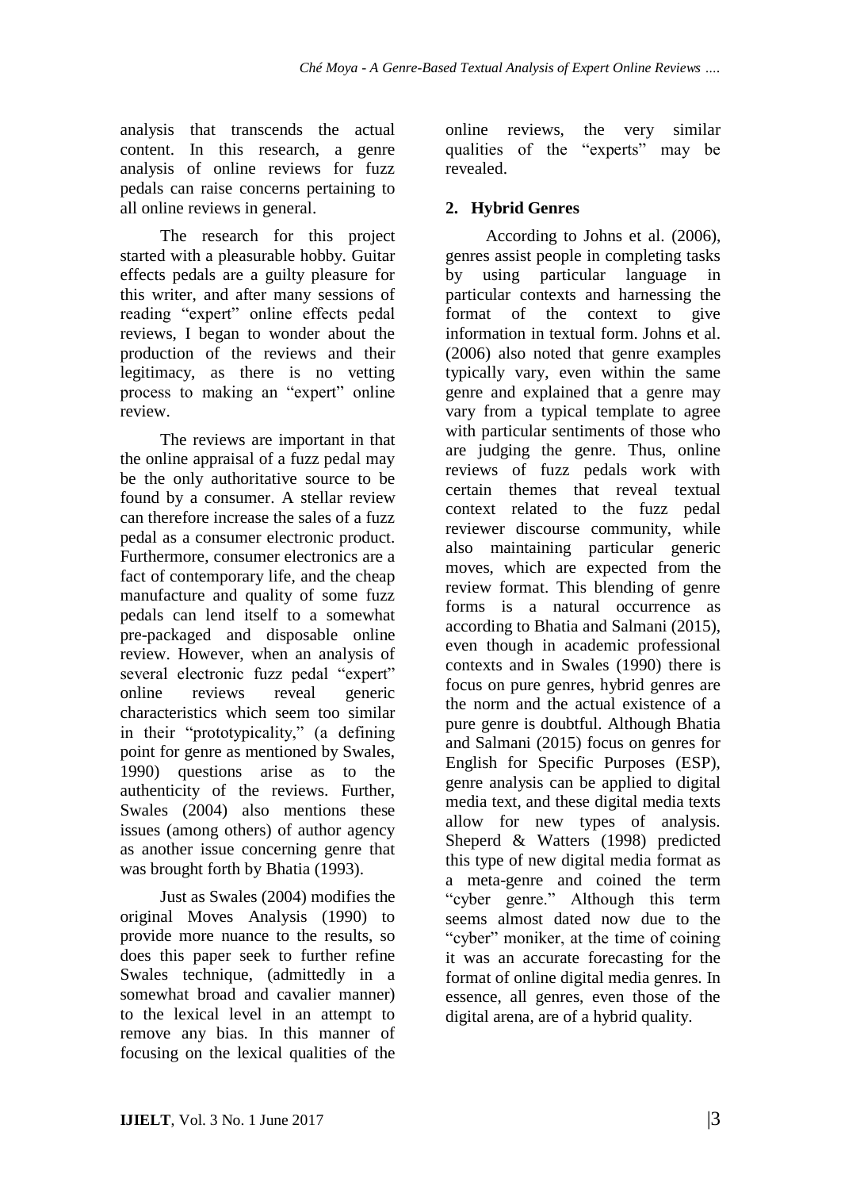analysis that transcends the actual content. In this research, a genre analysis of online reviews for fuzz pedals can raise concerns pertaining to all online reviews in general.

The research for this project started with a pleasurable hobby. Guitar effects pedals are a guilty pleasure for this writer, and after many sessions of reading "expert" online effects pedal reviews, I began to wonder about the production of the reviews and their legitimacy, as there is no vetting process to making an "expert" online review.

The reviews are important in that the online appraisal of a fuzz pedal may be the only authoritative source to be found by a consumer. A stellar review can therefore increase the sales of a fuzz pedal as a consumer electronic product. Furthermore, consumer electronics are a fact of contemporary life, and the cheap manufacture and quality of some fuzz pedals can lend itself to a somewhat pre-packaged and disposable online review. However, when an analysis of several electronic fuzz pedal "expert" online reviews reveal generic characteristics which seem too similar in their "prototypicality," (a defining point for genre as mentioned by Swales, 1990) questions arise as to the authenticity of the reviews. Further, Swales (2004) also mentions these issues (among others) of author agency as another issue concerning genre that was brought forth by Bhatia (1993).

Just as Swales (2004) modifies the original Moves Analysis (1990) to provide more nuance to the results, so does this paper seek to further refine Swales technique, (admittedly in a somewhat broad and cavalier manner) to the lexical level in an attempt to remove any bias. In this manner of focusing on the lexical qualities of the online reviews, the very similar qualities of the "experts" may be revealed.

## 2. Hybrid Genres

According to Johns et al. (2006), genres assist people in completing tasks by using particular language in particular contexts and harnessing the format of the context to give information in textual form. Johns et al. (2006) also noted that genre examples typically vary, even within the same genre and explained that a genre may vary from a typical template to agree with particular sentiments of those who are judging the genre. Thus, online reviews of fuzz pedals work with certain themes that reveal textual context related to the fuzz pedal reviewer discourse community, while also maintaining particular generic moves, which are expected from the review format. This blending of genre forms is a natural occurrence as according to Bhatia and Salmani (2015), even though in academic professional contexts and in Swales (1990) there is focus on pure genres, hybrid genres are the norm and the actual existence of a pure genre is doubtful. Although Bhatia and Salmani (2015) focus on genres for English for Specific Purposes (ESP), genre analysis can be applied to digital media text, and these digital media texts allow for new types of analysis. Sheperd & Watters (1998) predicted this type of new digital media format as a meta-genre and coined the term "cyber genre." Although this term seems almost dated now due to the "cyber" moniker, at the time of coining it was an accurate forecasting for the format of online digital media genres. In essence, all genres, even those of the digital arena, are of a hybrid quality.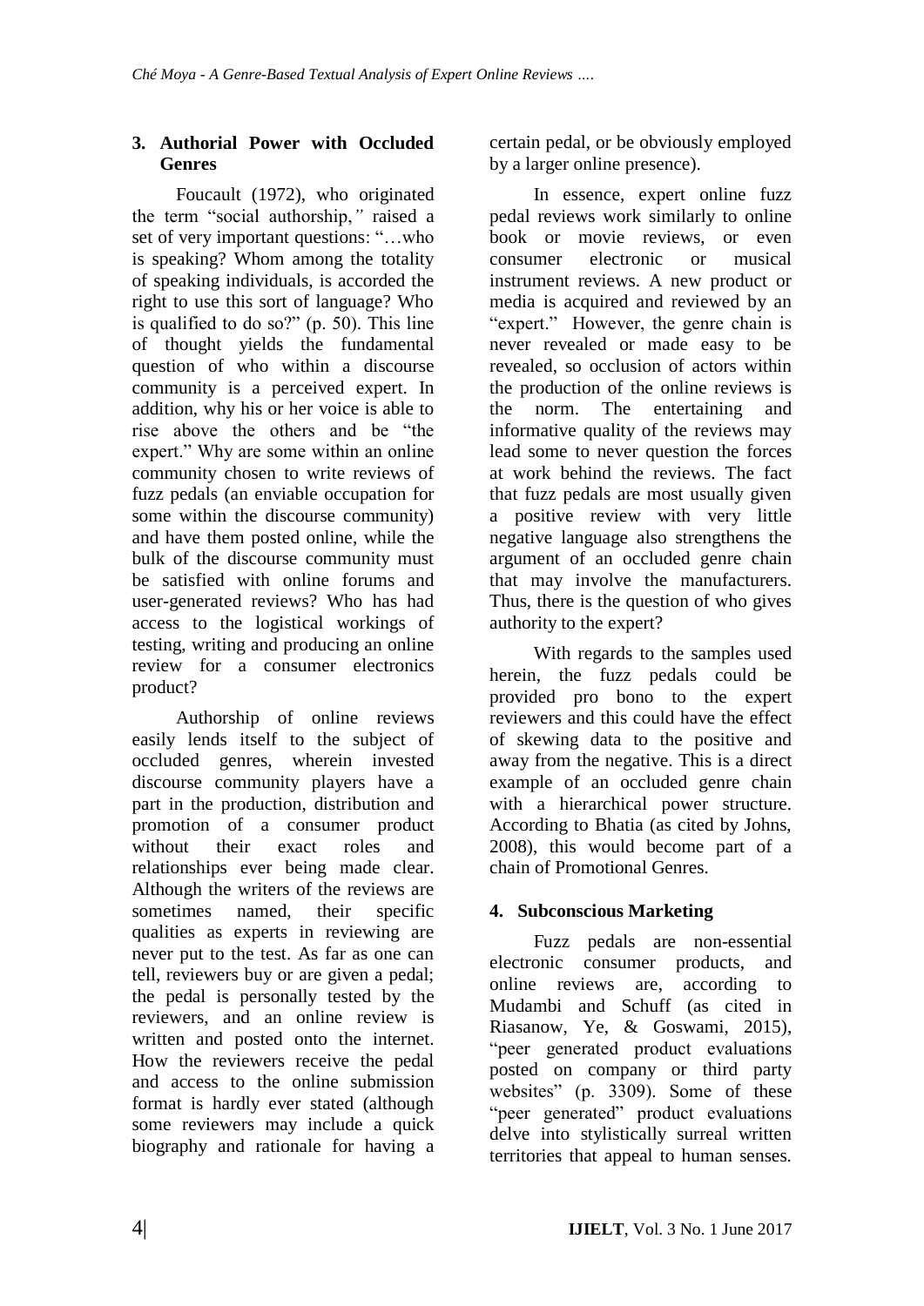## 3. Authorial Power with Occluded Genres

Foucault (1972), who originated the term "social authorship," raised a set of very important questions: "…who is speaking? Whom among the totality of speaking individuals, is accorded the right to use this sort of language? Who is qualified to do so?" (p. 50). This line of thought yields the fundamental question of who within a discourse community is a perceived expert. In addition, why his or her voice is able to rise above the others and be "the expert." Why are some within an online community chosen to write reviews of fuzz pedals (an enviable occupation for some within the discourse community) and have them posted online, while the bulk of the discourse community must be satisfied with online forums and user-generated reviews? Who has had access to the logistical workings of testing, writing and producing an online review for a consumer electronics product?

Authorship of online reviews easily lends itself to the subject of occluded genres, wherein invested discourse community players have a part in the production, distribution and promotion of a consumer product without their exact roles and relationships ever being made clear. Although the writers of the reviews are sometimes named, their specific qualities as experts in reviewing are never put to the test. As far as one can tell, reviewers buy or are given a pedal; the pedal is personally tested by the reviewers, and an online review is written and posted onto the internet. How the reviewers receive the pedal and access to the online submission format is hardly ever stated (although some reviewers may include a quick biography and rationale for having a certain pedal, or be obviously employed by a larger online presence).

In essence, expert online fuzz pedal reviews work similarly to online book or movie reviews, or even consumer electronic or musical instrument reviews. A new product or media is acquired and reviewed by an "expert." However, the genre chain is never revealed or made easy to be revealed, so occlusion of actors within the production of the online reviews is the norm. The entertaining and informative quality of the reviews may lead some to never question the forces at work behind the reviews. The fact that fuzz pedals are most usually given a positive review with very little negative language also strengthens the argument of an occluded genre chain that may involve the manufacturers. Thus, there is the question of who gives authority to the expert?

With regards to the samples used herein, the fuzz pedals could be provided pro bono to the expert reviewers and this could have the effect of skewing data to the positive and away from the negative. This is a direct example of an occluded genre chain with a hierarchical power structure. According to Bhatia (as cited by Johns, 2008), this would become part of a chain of Promotional Genres.

## 4. Subconscious Marketing

Fuzz pedals are non-essential electronic consumer products, and online reviews are, according to Mudambi and Schuff (as cited in Riasanow, Ye, & Goswami, 2015), "peer generated product evaluations posted on company or third party websites" (p. 3309). Some of these "peer generated" product evaluations delve into stylistically surreal written territories that appeal to human senses.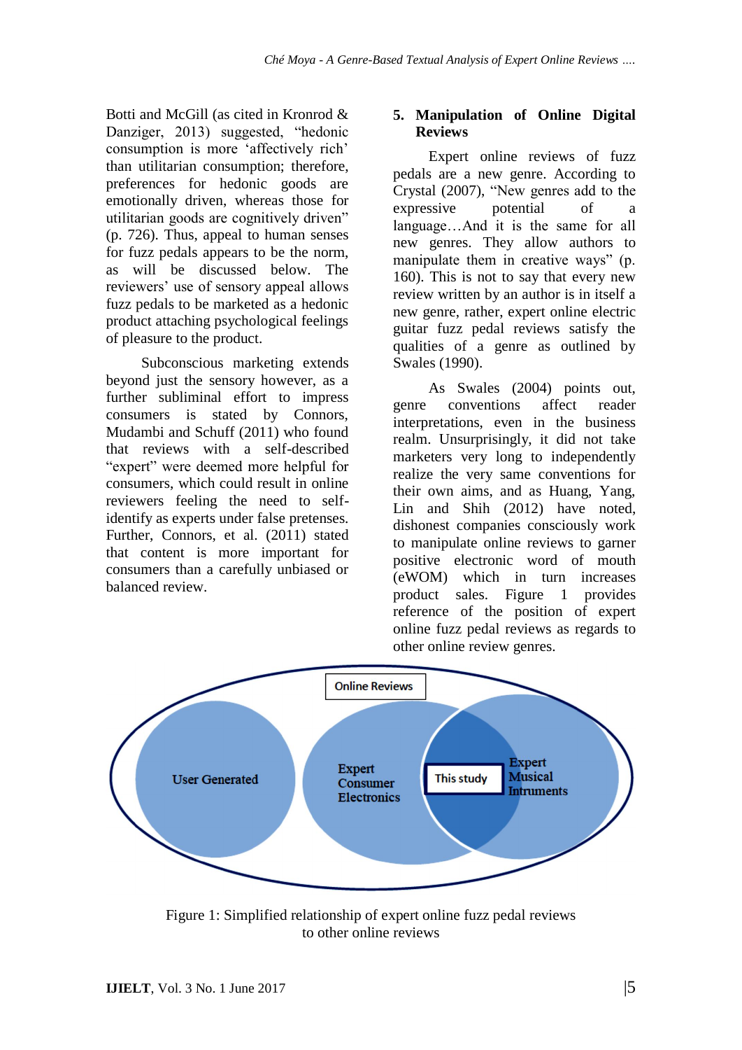Botti and McGill (as cited in Kronrod & Danziger, 2013) suggested, "hedonic consumption is more 'affectively rich' than utilitarian consumption; therefore, preferences for hedonic goods are emotionally driven, whereas those for utilitarian goods are cognitively driven" (p. 726). Thus, appeal to human senses for fuzz pedals appears to be the norm, as will be discussed below. The reviewers' use of sensory appeal allows fuzz pedals to be marketed as a hedonic product attaching psychological feelings of pleasure to the product.

Subconscious marketing extends beyond just the sensory however, as a further subliminal effort to impress consumers is stated by Connors, Mudambi and Schuff (2011) who found that reviews with a self-described "expert" were deemed more helpful for consumers, which could result in online reviewers feeling the need to self-identify as experts under false pretenses. Further, Connors, et al. (2011) stated that content is more important for consumers than a carefully unbiased or balanced review.

## 5. Manipulation of Online Digital Reviews

Expert online reviews of fuzz pedals are a new genre. According to Crystal (2007), "New genres add to the expressive potential of a language…And it is the same for all new genres. They allow authors to manipulate them in creative ways" (p. 160). This is not to say that every new review written by an author is in itself a new genre, rather, expert online electric guitar fuzz pedal reviews satisfy the qualities of a genre as outlined by Swales (1990).

As Swales (2004) points out, genre conventions affect reader interpretations, even in the business realm. Unsurprisingly, it did not take marketers very long to independently realize the very same conventions for their own aims, and as Huang, Yang, Lin and Shih (2012) have noted, dishonest companies consciously work to manipulate online reviews to garner positive electronic word of mouth (eWOM) which in turn increases product sales. Figure 1 provides reference of the position of expert online fuzz pedal reviews as regards to other online review genres.

Online Reviews

User Generated

Expert Consumer Electronics

This study

Expert Musical Intruments

Figure 1: Simplified relationship of expert online fuzz pedal reviews to other online reviews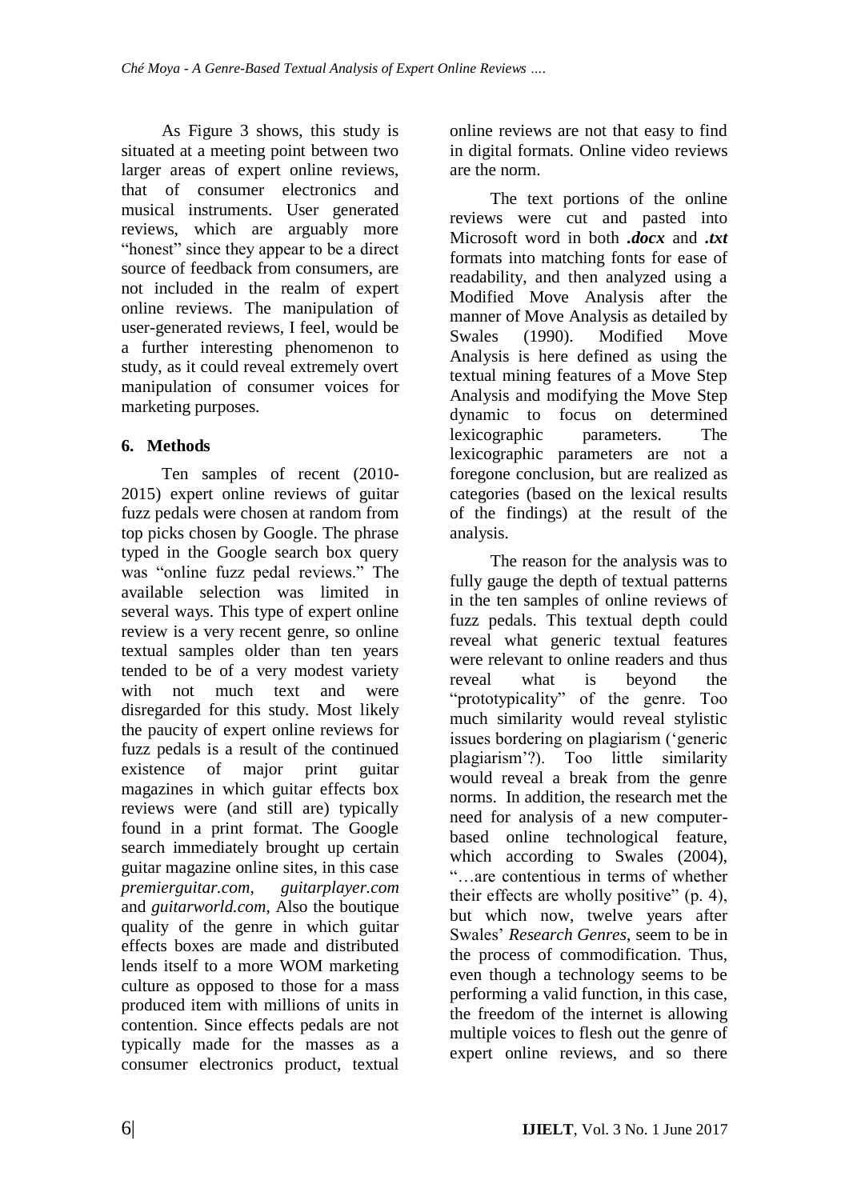As Figure 3 shows, this study is situated at a meeting point between two larger areas of expert online reviews, that of consumer electronics and musical instruments. User generated reviews, which are arguably more "honest" since they appear to be a direct source of feedback from consumers, are not included in the realm of expert online reviews. The manipulation of user-generated reviews, I feel, would be a further interesting phenomenon to study, as it could reveal extremely overt manipulation of consumer voices for marketing purposes.

## 6. Methods

Ten samples of recent (2010-2015) expert online reviews of guitar fuzz pedals were chosen at random from top picks chosen by Google. The phrase typed in the Google search box query was "online fuzz pedal reviews." The available selection was limited in several ways. This type of expert online review is a very recent genre, so online textual samples older than ten years tended to be of a very modest variety with not much text and were disregarded for this study. Most likely the paucity of expert online reviews for fuzz pedals is a result of the continued existence of major print guitar magazines in which guitar effects box reviews were (and still are) typically found in a print format. The Google search immediately brought up certain guitar magazine online sites, in this case *premierguitar.com*, *guitarplayer.com* and *guitarworld.com*, Also the boutique quality of the genre in which guitar effects boxes are made and distributed lends itself to a more WOM marketing culture as opposed to those for a mass produced item with millions of units in contention. Since effects pedals are not typically made for the masses as a consumer electronics product, textual online reviews are not that easy to find in digital formats. Online video reviews are the norm.

The text portions of the online reviews were cut and pasted into Microsoft word in both ***.docx*** and ***.txt*** formats into matching fonts for ease of readability, and then analyzed using a Modified Move Analysis after the manner of Move Analysis as detailed by Swales (1990). Modified Move Analysis is here defined as using the textual mining features of a Move Step Analysis and modifying the Move Step dynamic to focus on determined lexicographic parameters. The lexicographic parameters are not a foregone conclusion, but are realized as categories (based on the lexical results of the findings) at the result of the analysis.

The reason for the analysis was to fully gauge the depth of textual patterns in the ten samples of online reviews of fuzz pedals. This textual depth could reveal what generic textual features were relevant to online readers and thus reveal what is beyond the "prototypicality" of the genre. Too much similarity would reveal stylistic issues bordering on plagiarism ('generic plagiarism'?). Too little similarity would reveal a break from the genre norms. In addition, the research met the need for analysis of a new computer-based online technological feature, which according to Swales (2004), "…are contentious in terms of whether their effects are wholly positive" (p. 4), but which now, twelve years after Swales' *Research Genres*, seem to be in the process of commodification. Thus, even though a technology seems to be performing a valid function, in this case, the freedom of the internet is allowing multiple voices to flesh out the genre of expert online reviews, and so there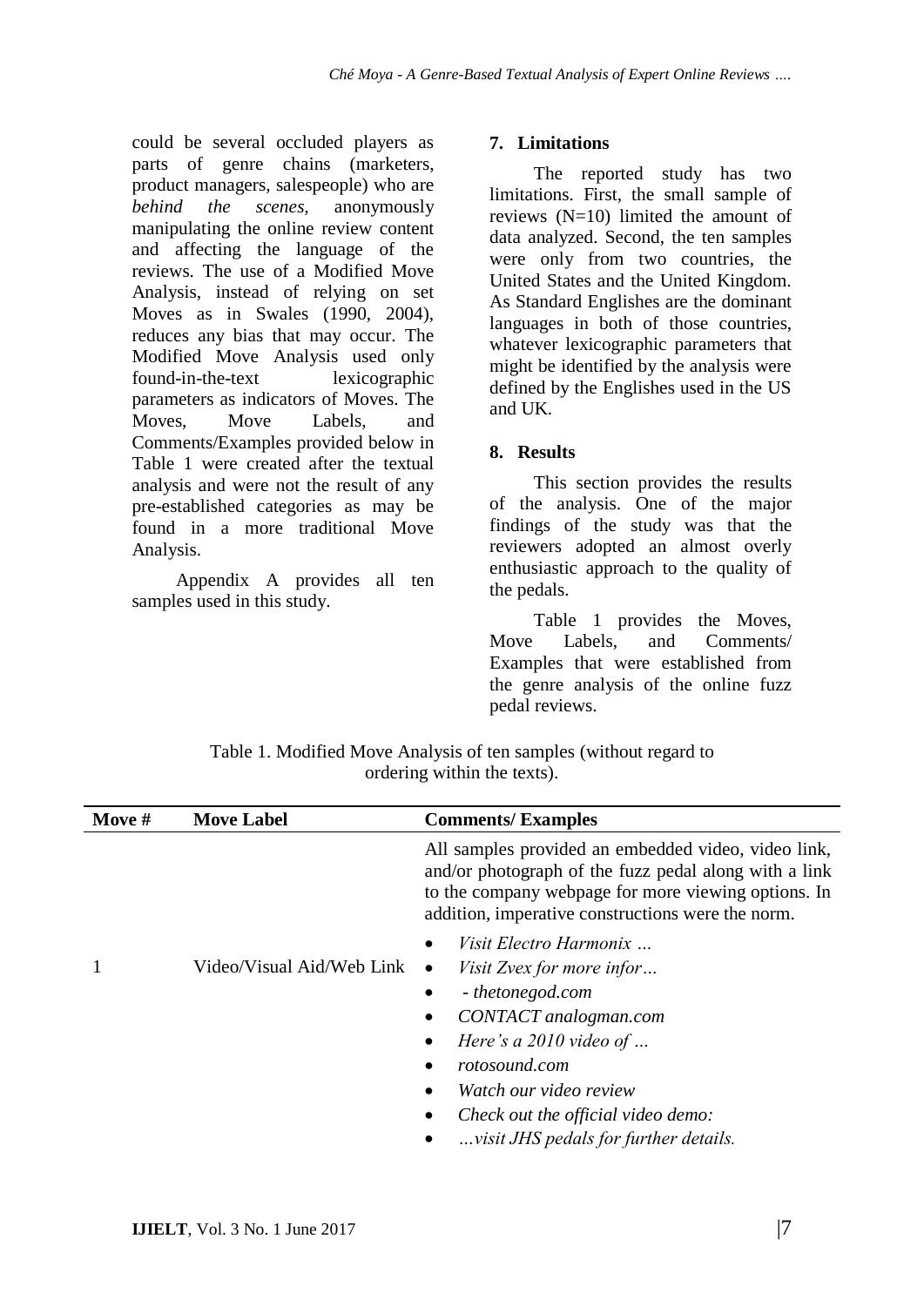could be several occluded players as parts of genre chains (marketers, product managers, salespeople) who are *behind the scenes*, anonymously manipulating the online review content and affecting the language of the reviews. The use of a Modified Move Analysis, instead of relying on set Moves as in Swales (1990, 2004), reduces any bias that may occur. The Modified Move Analysis used only found-in-the-text lexicographic parameters as indicators of Moves. The Moves, Move Labels, and Comments/Examples provided below in Table 1 were created after the textual analysis and were not the result of any pre-established categories as may be found in a more traditional Move Analysis.

Appendix A provides all ten samples used in this study.

## 7. Limitations

The reported study has two limitations. First, the small sample of reviews (N=10) limited the amount of data analyzed. Second, the ten samples were only from two countries, the United States and the United Kingdom. As Standard Englishes are the dominant languages in both of those countries, whatever lexicographic parameters that might be identified by the analysis were defined by the Englishes used in the US and UK.

## 8. Results

This section provides the results of the analysis. One of the major findings of the study was that the reviewers adopted an almost overly enthusiastic approach to the quality of the pedals.

Table 1 provides the Moves, Move Labels, and Comments/ Examples that were established from the genre analysis of the online fuzz pedal reviews.

Table 1. Modified Move Analysis of ten samples (without regard to ordering within the texts).

| Move # | Move Label | Comments/ Examples |
|---|---|---|
| 1 | Video/Visual Aid/Web Link | All samples provided an embedded video, video link, and/or photograph of the fuzz pedal along with a link to the company webpage for more viewing options. In addition, imperative constructions were the norm.<br>• *Visit Electro Harmonix …*<br>• *Visit Zvex for more infor…*<br>• *- thetonegod.com*<br>• *CONTACT analogman.com*<br>• *Here's a 2010 video of …*<br>• *rotosound.com*<br>• *Watch our video review*<br>• *Check out the official video demo:*<br>• *…visit JHS pedals for further details.* |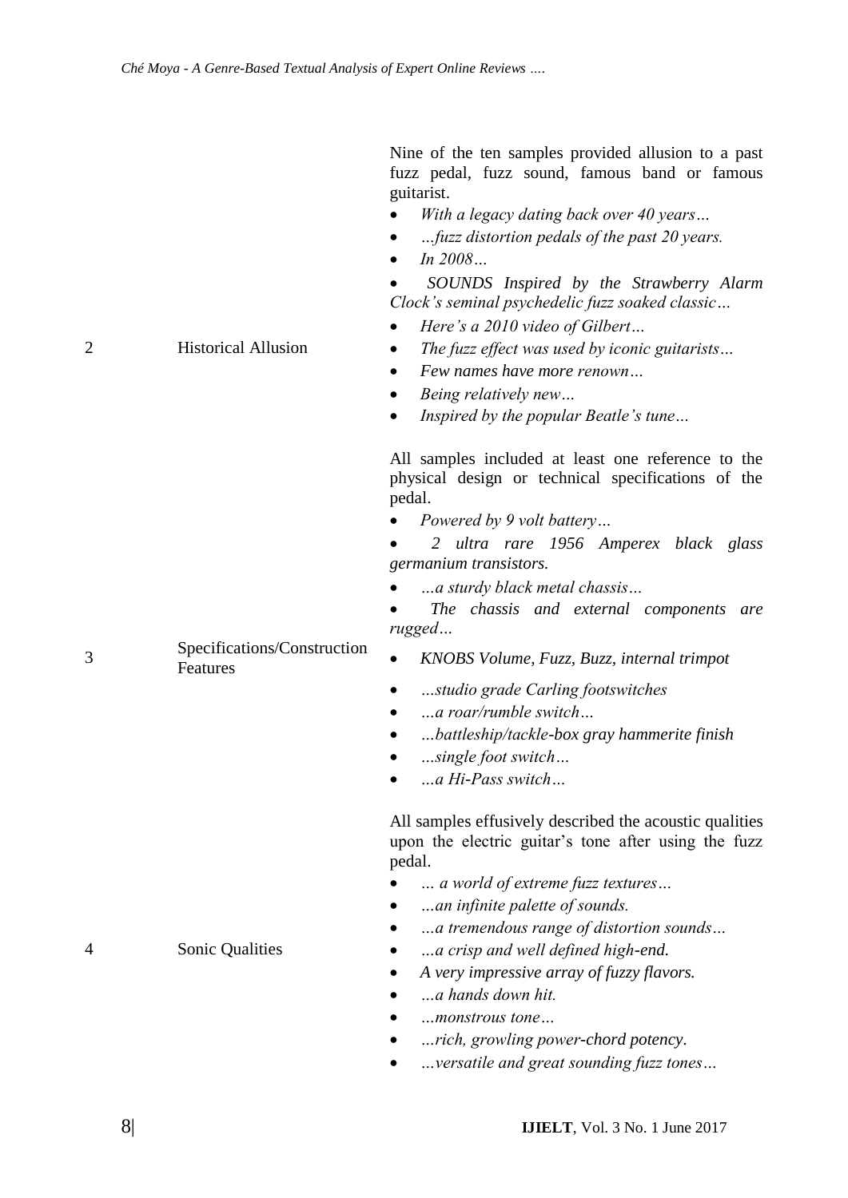| | | |
|---|---|---|
| 2 | Historical Allusion | Nine of the ten samples provided allusion to a past fuzz pedal, fuzz sound, famous band or famous guitarist.<br>• *With a legacy dating back over 40 years…*<br>• *…fuzz distortion pedals of the past 20 years.*<br>• *In 2008…*<br>• *SOUNDS Inspired by the Strawberry Alarm Clock's seminal psychedelic fuzz soaked classic…*<br>• *Here's a 2010 video of Gilbert…*<br>• *The fuzz effect was used by iconic guitarists…*<br>• *Few names have more renown…*<br>• *Being relatively new…*<br>• *Inspired by the popular Beatle's tune…* |
| 3 | Specifications/Construction Features | All samples included at least one reference to the physical design or technical specifications of the pedal.<br>• *Powered by 9 volt battery…*<br>• *2 ultra rare 1956 Amperex black glass germanium transistors.*<br>• *…a sturdy black metal chassis…*<br>• *The chassis and external components are rugged…*<br>• *KNOBS Volume, Fuzz, Buzz, internal trimpot*<br>• *…studio grade Carling footswitches*<br>• *…a roar/rumble switch…*<br>• *…battleship/tackle-box gray hammerite finish*<br>• *…single foot switch…*<br>• *…a Hi-Pass switch…* |
| 4 | Sonic Qualities | All samples effusively described the acoustic qualities upon the electric guitar's tone after using the fuzz pedal.<br>• *… a world of extreme fuzz textures…*<br>• *…an infinite palette of sounds.*<br>• *…a tremendous range of distortion sounds…*<br>• *…a crisp and well defined high-end.*<br>• *A very impressive array of fuzzy flavors.*<br>• *…a hands down hit.*<br>• *…monstrous tone…*<br>• *…rich, growling power-chord potency.*<br>• *…versatile and great sounding fuzz tones…* |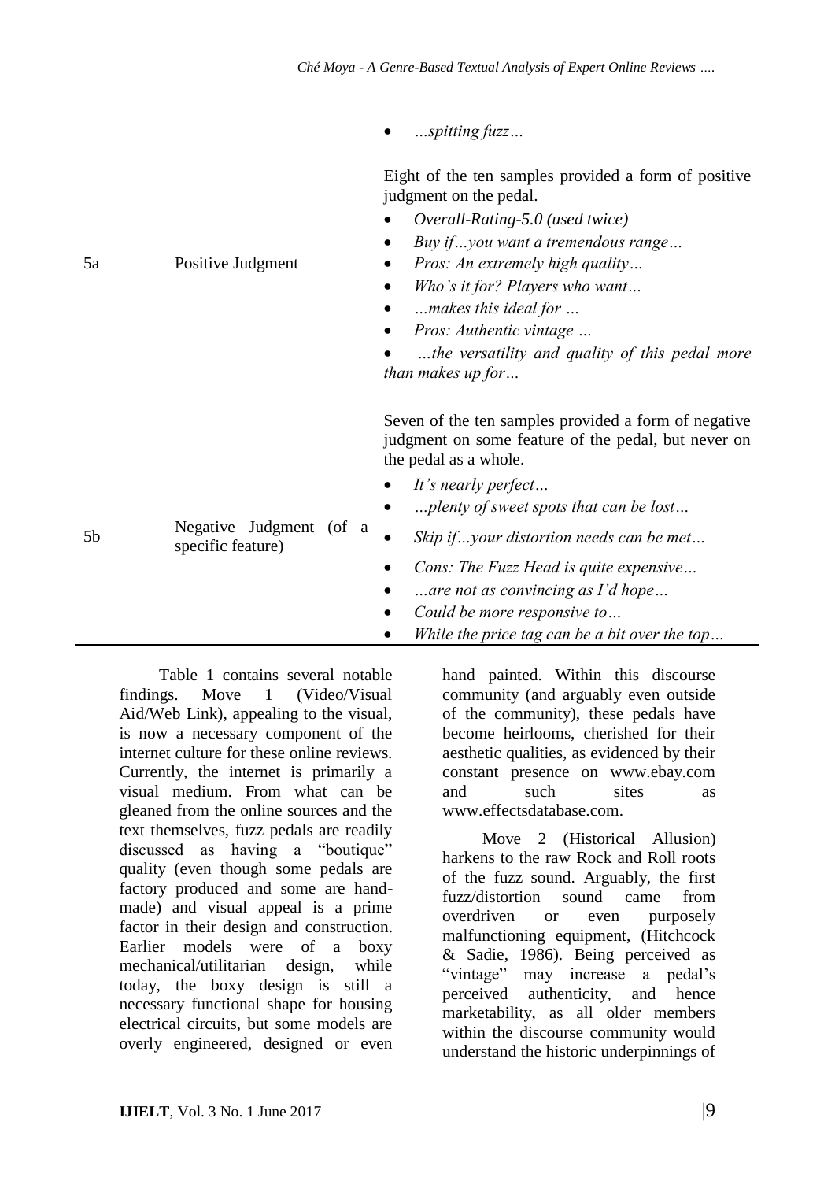| | | |
|---|---|---|
| | | • *...spitting fuzz...* |
| 5a | Positive Judgment | Eight of the ten samples provided a form of positive judgment on the pedal.<br>• *Overall-Rating-5.0 (used twice)*<br>• *Buy if...you want a tremendous range...*<br>• *Pros: An extremely high quality...*<br>• *Who's it for? Players who want...*<br>• *...makes this ideal for ...*<br>• *Pros: Authentic vintage ...*<br>• *...the versatility and quality of this pedal more than makes up for...* |
| 5b | Negative Judgment (of a specific feature) | Seven of the ten samples provided a form of negative judgment on some feature of the pedal, but never on the pedal as a whole.<br>• *It's nearly perfect...*<br>• *...plenty of sweet spots that can be lost...*<br>• *Skip if...your distortion needs can be met...*<br>• *Cons: The Fuzz Head is quite expensive...*<br>• *...are not as convincing as I'd hope...*<br>• *Could be more responsive to...*<br>• *While the price tag can be a bit over the top...* |

Table 1 contains several notable findings. Move 1 (Video/Visual Aid/Web Link), appealing to the visual, is now a necessary component of the internet culture for these online reviews. Currently, the internet is primarily a visual medium. From what can be gleaned from the online sources and the text themselves, fuzz pedals are readily discussed as having a "boutique" quality (even though some pedals are factory produced and some are hand-made) and visual appeal is a prime factor in their design and construction. Earlier models were of a boxy mechanical/utilitarian design, while today, the boxy design is still a necessary functional shape for housing electrical circuits, but some models are overly engineered, designed or even hand painted. Within this discourse community (and arguably even outside of the community), these pedals have become heirlooms, cherished for their aesthetic qualities, as evidenced by their constant presence on www.ebay.com and such sites as www.effectsdatabase.com.

Move 2 (Historical Allusion) harkens to the raw Rock and Roll roots of the fuzz sound. Arguably, the first fuzz/distortion sound came from overdriven or even purposely malfunctioning equipment, (Hitchcock & Sadie, 1986). Being perceived as "vintage" may increase a pedal's perceived authenticity, and hence marketability, as all older members within the discourse community would understand the historic underpinnings of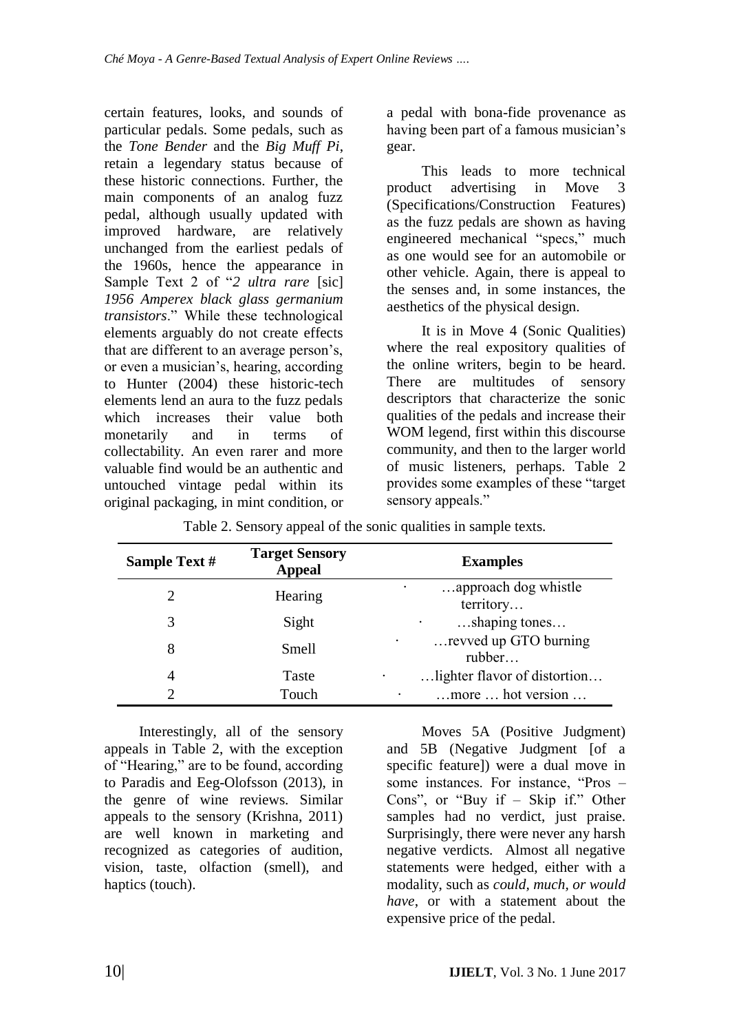certain features, looks, and sounds of particular pedals. Some pedals, such as the *Tone Bender* and the *Big Muff Pi*, retain a legendary status because of these historic connections. Further, the main components of an analog fuzz pedal, although usually updated with improved hardware, are relatively unchanged from the earliest pedals of the 1960s, hence the appearance in Sample Text 2 of "*2 ultra rare* [sic] *1956 Amperex black glass germanium transistors*." While these technological elements arguably do not create effects that are different to an average person's, or even a musician's, hearing, according to Hunter (2004) these historic-tech elements lend an aura to the fuzz pedals which increases their value both monetarily and in terms of collectability. An even rarer and more valuable find would be an authentic and untouched vintage pedal within its original packaging, in mint condition, or a pedal with bona-fide provenance as having been part of a famous musician's gear.

This leads to more technical product advertising in Move 3 (Specifications/Construction Features) as the fuzz pedals are shown as having engineered mechanical "specs," much as one would see for an automobile or other vehicle. Again, there is appeal to the senses and, in some instances, the aesthetics of the physical design.

It is in Move 4 (Sonic Qualities) where the real expository qualities of the online writers, begin to be heard. There are multitudes of sensory descriptors that characterize the sonic qualities of the pedals and increase their WOM legend, first within this discourse community, and then to the larger world of music listeners, perhaps. Table 2 provides some examples of these "target sensory appeals."

Table 2. Sensory appeal of the sonic qualities in sample texts.

| Sample Text # | Target Sensory Appeal | Examples |
|---|---|---|
| 2 | Hearing | · …approach dog whistle territory… |
| 3 | Sight | · …shaping tones… |
| 8 | Smell | · …revved up GTO burning rubber… |
| 4 | Taste | · …lighter flavor of distortion… |
| 2 | Touch | · …more … hot version … |

Interestingly, all of the sensory appeals in Table 2, with the exception of "Hearing," are to be found, according to Paradis and Eeg-Olofsson (2013), in the genre of wine reviews. Similar appeals to the sensory (Krishna, 2011) are well known in marketing and recognized as categories of audition, vision, taste, olfaction (smell), and haptics (touch).

Moves 5A (Positive Judgment) and 5B (Negative Judgment [of a specific feature]) were a dual move in some instances. For instance, "Pros – Cons", or "Buy if – Skip if." Other samples had no verdict, just praise. Surprisingly, there were never any harsh negative verdicts. Almost all negative statements were hedged, either with a modality, such as *could, much, or would have*, or with a statement about the expensive price of the pedal.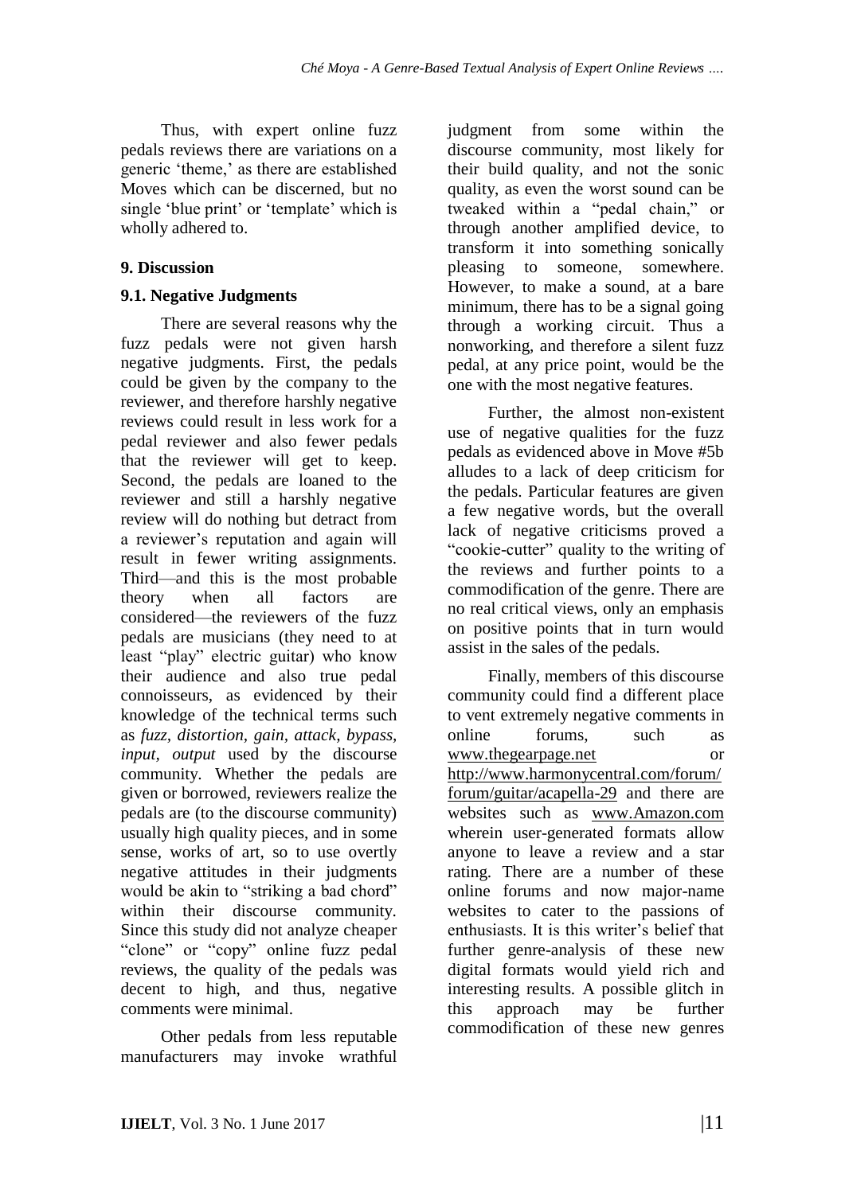Thus, with expert online fuzz pedals reviews there are variations on a generic 'theme,' as there are established Moves which can be discerned, but no single 'blue print' or 'template' which is wholly adhered to.

## 9. Discussion

### 9.1. Negative Judgments

There are several reasons why the fuzz pedals were not given harsh negative judgments. First, the pedals could be given by the company to the reviewer, and therefore harshly negative reviews could result in less work for a pedal reviewer and also fewer pedals that the reviewer will get to keep. Second, the pedals are loaned to the reviewer and still a harshly negative review will do nothing but detract from a reviewer's reputation and again will result in fewer writing assignments. Third—and this is the most probable theory when all factors are considered—the reviewers of the fuzz pedals are musicians (they need to at least "play" electric guitar) who know their audience and also true pedal connoisseurs, as evidenced by their knowledge of the technical terms such as *fuzz, distortion, gain, attack, bypass, input, output* used by the discourse community. Whether the pedals are given or borrowed, reviewers realize the pedals are (to the discourse community) usually high quality pieces, and in some sense, works of art, so to use overtly negative attitudes in their judgments would be akin to "striking a bad chord" within their discourse community. Since this study did not analyze cheaper "clone" or "copy" online fuzz pedal reviews, the quality of the pedals was decent to high, and thus, negative comments were minimal.

Other pedals from less reputable manufacturers may invoke wrathful judgment from some within the discourse community, most likely for their build quality, and not the sonic quality, as even the worst sound can be tweaked within a "pedal chain," or through another amplified device, to transform it into something sonically pleasing to someone, somewhere. However, to make a sound, at a bare minimum, there has to be a signal going through a working circuit. Thus a nonworking, and therefore a silent fuzz pedal, at any price point, would be the one with the most negative features.

Further, the almost non-existent use of negative qualities for the fuzz pedals as evidenced above in Move #5b alludes to a lack of deep criticism for the pedals. Particular features are given a few negative words, but the overall lack of negative criticisms proved a "cookie-cutter" quality to the writing of the reviews and further points to a commodification of the genre. There are no real critical views, only an emphasis on positive points that in turn would assist in the sales of the pedals.

Finally, members of this discourse community could find a different place to vent extremely negative comments in online forums, such as www.thegearpage.net or http://www.harmonycentral.com/forum/forum/guitar/acapella-29 and there are websites such as www.Amazon.com wherein user-generated formats allow anyone to leave a review and a star rating. There are a number of these online forums and now major-name websites to cater to the passions of enthusiasts. It is this writer's belief that further genre-analysis of these new digital formats would yield rich and interesting results. A possible glitch in this approach may be further commodification of these new genres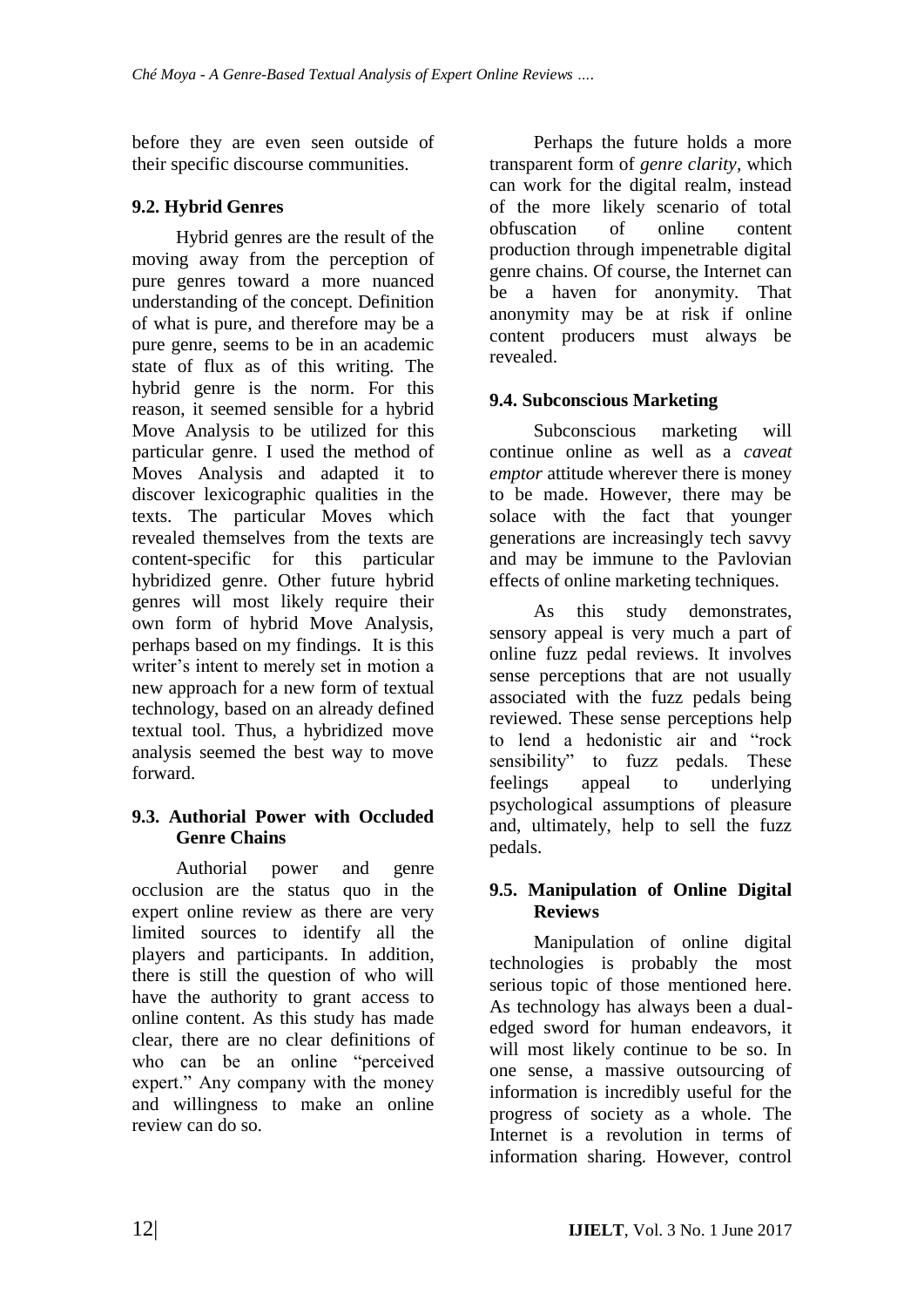before they are even seen outside of their specific discourse communities.

### 9.2. Hybrid Genres

Hybrid genres are the result of the moving away from the perception of pure genres toward a more nuanced understanding of the concept. Definition of what is pure, and therefore may be a pure genre, seems to be in an academic state of flux as of this writing. The hybrid genre is the norm. For this reason, it seemed sensible for a hybrid Move Analysis to be utilized for this particular genre. I used the method of Moves Analysis and adapted it to discover lexicographic qualities in the texts. The particular Moves which revealed themselves from the texts are content-specific for this particular hybridized genre. Other future hybrid genres will most likely require their own form of hybrid Move Analysis, perhaps based on my findings. It is this writer's intent to merely set in motion a new approach for a new form of textual technology, based on an already defined textual tool. Thus, a hybridized move analysis seemed the best way to move forward.

### 9.3. Authorial Power with Occluded Genre Chains

Authorial power and genre occlusion are the status quo in the expert online review as there are very limited sources to identify all the players and participants. In addition, there is still the question of who will have the authority to grant access to online content. As this study has made clear, there are no clear definitions of who can be an online "perceived expert." Any company with the money and willingness to make an online review can do so.

Perhaps the future holds a more transparent form of *genre clarity,* which can work for the digital realm, instead of the more likely scenario of total obfuscation of online content production through impenetrable digital genre chains. Of course, the Internet can be a haven for anonymity. That anonymity may be at risk if online content producers must always be revealed.

### 9.4. Subconscious Marketing

Subconscious marketing will continue online as well as a *caveat emptor* attitude wherever there is money to be made. However, there may be solace with the fact that younger generations are increasingly tech savvy and may be immune to the Pavlovian effects of online marketing techniques.

As this study demonstrates, sensory appeal is very much a part of online fuzz pedal reviews. It involves sense perceptions that are not usually associated with the fuzz pedals being reviewed. These sense perceptions help to lend a hedonistic air and "rock sensibility" to fuzz pedals. These feelings appeal to underlying psychological assumptions of pleasure and, ultimately, help to sell the fuzz pedals.

### 9.5. Manipulation of Online Digital Reviews

Manipulation of online digital technologies is probably the most serious topic of those mentioned here. As technology has always been a dual-edged sword for human endeavors, it will most likely continue to be so. In one sense, a massive outsourcing of information is incredibly useful for the progress of society as a whole. The Internet is a revolution in terms of information sharing. However, control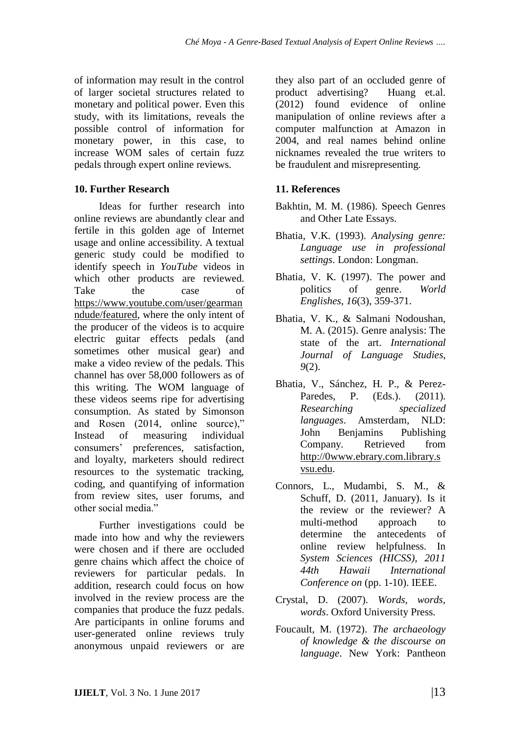of information may result in the control of larger societal structures related to monetary and political power. Even this study, with its limitations, reveals the possible control of information for monetary power, in this case, to increase WOM sales of certain fuzz pedals through expert online reviews.

## 10. Further Research

Ideas for further research into online reviews are abundantly clear and fertile in this golden age of Internet usage and online accessibility. A textual generic study could be modified to identify speech in *YouTube* videos in which other products are reviewed. Take the case of https://www.youtube.com/user/gearmanndude/featured, where the only intent of the producer of the videos is to acquire electric guitar effects pedals (and sometimes other musical gear) and make a video review of the pedals. This channel has over 58,000 followers as of this writing. The WOM language of these videos seems ripe for advertising consumption. As stated by Simonson and Rosen (2014, online source)," Instead of measuring individual consumers' preferences, satisfaction, and loyalty, marketers should redirect resources to the systematic tracking, coding, and quantifying of information from review sites, user forums, and other social media."

Further investigations could be made into how and why the reviewers were chosen and if there are occluded genre chains which affect the choice of reviewers for particular pedals. In addition, research could focus on how involved in the review process are the companies that produce the fuzz pedals. Are participants in online forums and user-generated online reviews truly anonymous unpaid reviewers or are they also part of an occluded genre of product advertising? Huang et.al. (2012) found evidence of online manipulation of online reviews after a computer malfunction at Amazon in 2004, and real names behind online nicknames revealed the true writers to be fraudulent and misrepresenting.

## 11. References

Bakhtin, M. M. (1986). Speech Genres and Other Late Essays.

Bhatia, V.K. (1993). *Analysing genre: Language use in professional settings*. London: Longman.

Bhatia, V. K. (1997). The power and politics of genre. *World Englishes*, *16*(3), 359-371.

Bhatia, V. K., & Salmani Nodoushan, M. A. (2015). Genre analysis: The state of the art. *International Journal of Language Studies*, *9*(2).

Bhatia, V., Sánchez, H. P., & Perez-Paredes, P. (Eds.). (2011). *Researching specialized languages*. Amsterdam, NLD: John Benjamins Publishing Company. Retrieved from http://0www.ebrary.com.library.svsu.edu.

Connors, L., Mudambi, S. M., & Schuff, D. (2011, January). Is it the review or the reviewer? A multi-method approach to determine the antecedents of online review helpfulness. In *System Sciences (HICSS), 2011 44th Hawaii International Conference on* (pp. 1-10). IEEE.

Crystal, D. (2007). *Words, words, words*. Oxford University Press.

Foucault, M. (1972). *The archaeology of knowledge & the discourse on language*. New York: Pantheon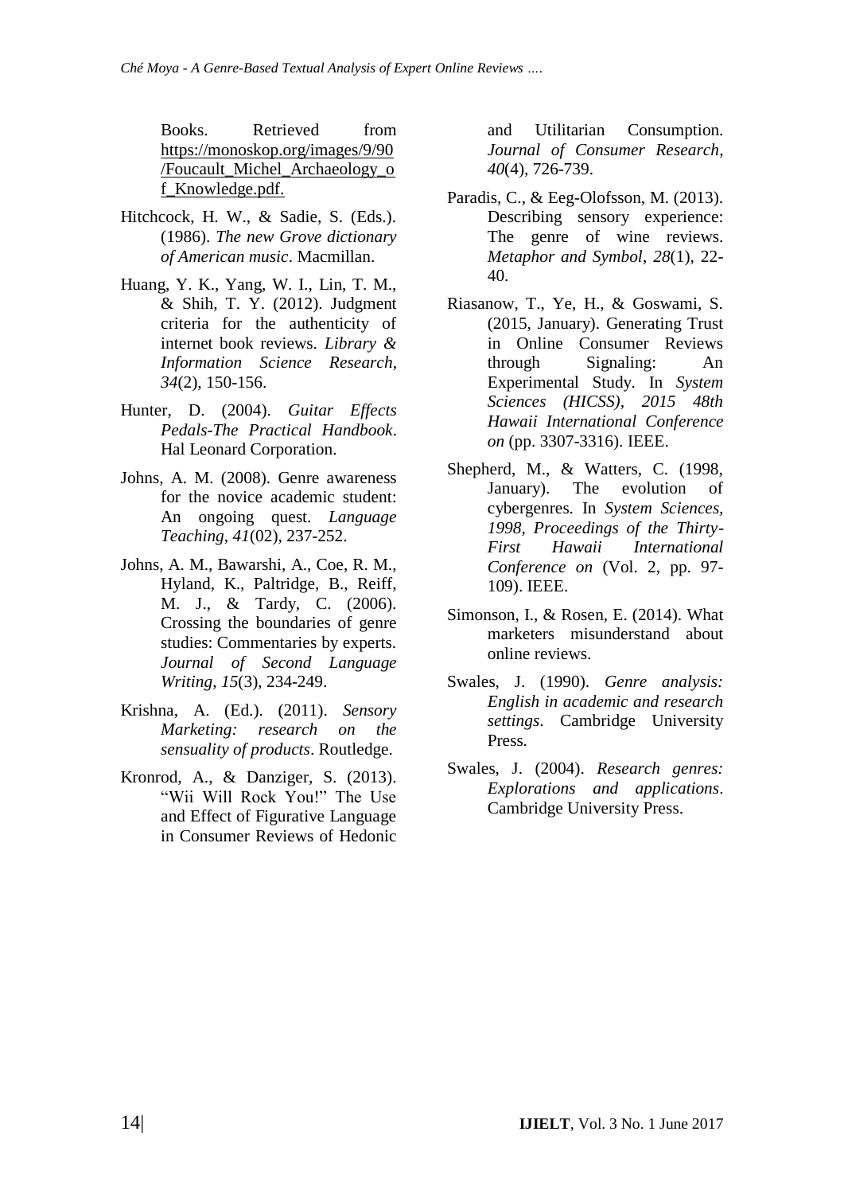Books. Retrieved from https://monoskop.org/images/9/90/Foucault_Michel_Archaeology_of_Knowledge.pdf.

Hitchcock, H. W., & Sadie, S. (Eds.). (1986). *The new Grove dictionary of American music*. Macmillan.

Huang, Y. K., Yang, W. I., Lin, T. M., & Shih, T. Y. (2012). Judgment criteria for the authenticity of internet book reviews. *Library & Information Science Research*, *34*(2), 150-156.

Hunter, D. (2004). *Guitar Effects Pedals-The Practical Handbook*. Hal Leonard Corporation.

Johns, A. M. (2008). Genre awareness for the novice academic student: An ongoing quest. *Language Teaching*, *41*(02), 237-252.

Johns, A. M., Bawarshi, A., Coe, R. M., Hyland, K., Paltridge, B., Reiff, M. J., & Tardy, C. (2006). Crossing the boundaries of genre studies: Commentaries by experts. *Journal of Second Language Writing*, *15*(3), 234-249.

Krishna, A. (Ed.). (2011). *Sensory Marketing: research on the sensuality of products*. Routledge.

Kronrod, A., & Danziger, S. (2013). "Wii Will Rock You!" The Use and Effect of Figurative Language in Consumer Reviews of Hedonic and Utilitarian Consumption. *Journal of Consumer Research*, *40*(4), 726-739.

Paradis, C., & Eeg-Olofsson, M. (2013). Describing sensory experience: The genre of wine reviews. *Metaphor and Symbol*, *28*(1), 22-40.

Riasanow, T., Ye, H., & Goswami, S. (2015, January). Generating Trust in Online Consumer Reviews through Signaling: An Experimental Study. In *System Sciences (HICSS), 2015 48th Hawaii International Conference on* (pp. 3307-3316). IEEE.

Shepherd, M., & Watters, C. (1998, January). The evolution of cybergenres. In *System Sciences, 1998, Proceedings of the Thirty-First Hawaii International Conference on* (Vol. 2, pp. 97-109). IEEE.

Simonson, I., & Rosen, E. (2014). What marketers misunderstand about online reviews.

Swales, J. (1990). *Genre analysis: English in academic and research settings*. Cambridge University Press.

Swales, J. (2004). *Research genres: Explorations and applications*. Cambridge University Press.